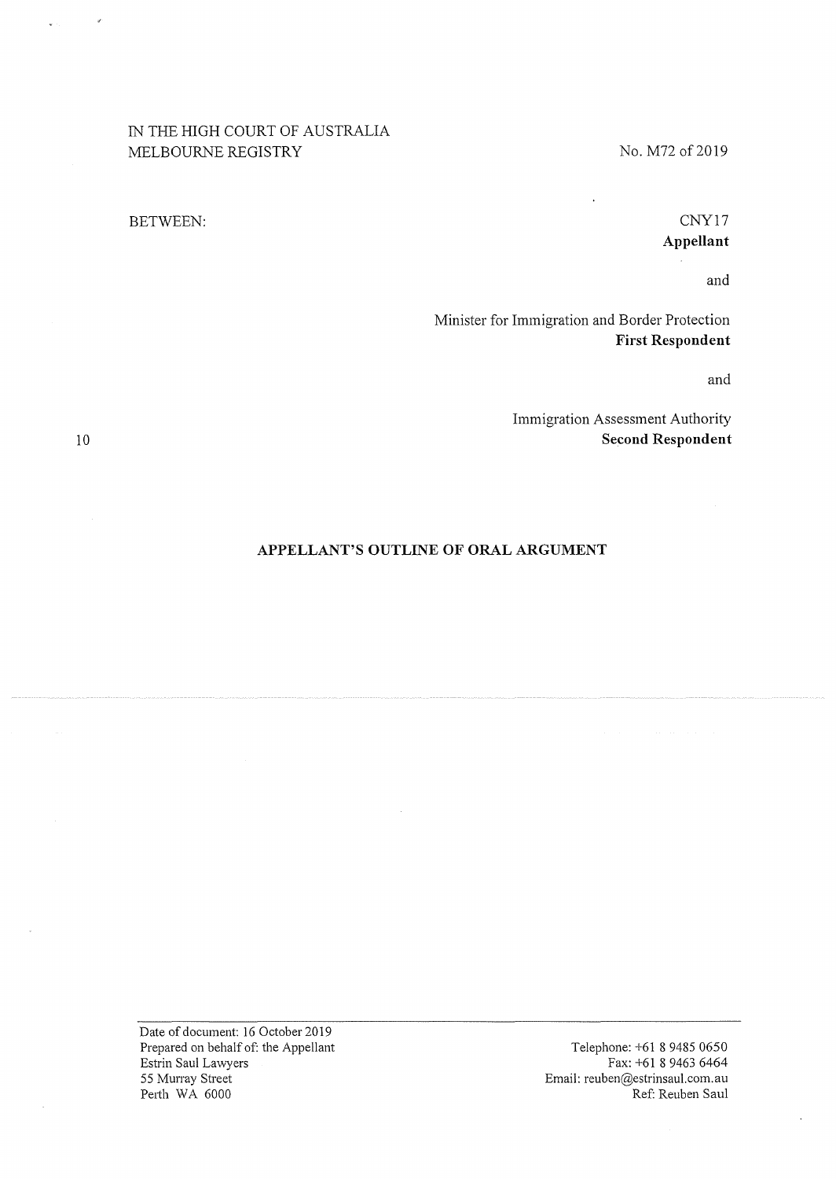IN THE HIGH COURT OF AUSTRALIA
MELBOURNE REGISTRY

No. M72 of 2019

BETWEEN:

CNY17
**Appellant**

and

Minister for Immigration and Border Protection
**First Respondent**

and

Immigration Assessment Authority
**Second Respondent**

## APPELLANT'S OUTLINE OF ORAL ARGUMENT

Date of document: 16 October 2019
Prepared on behalf of: the Appellant
Estrin Saul Lawyers
55 Murray Street
Perth WA 6000

Telephone: +61 8 9485 0650
Fax: +61 8 9463 6464
Email: reuben@estrinsaul.com.au
Ref: Reuben Saul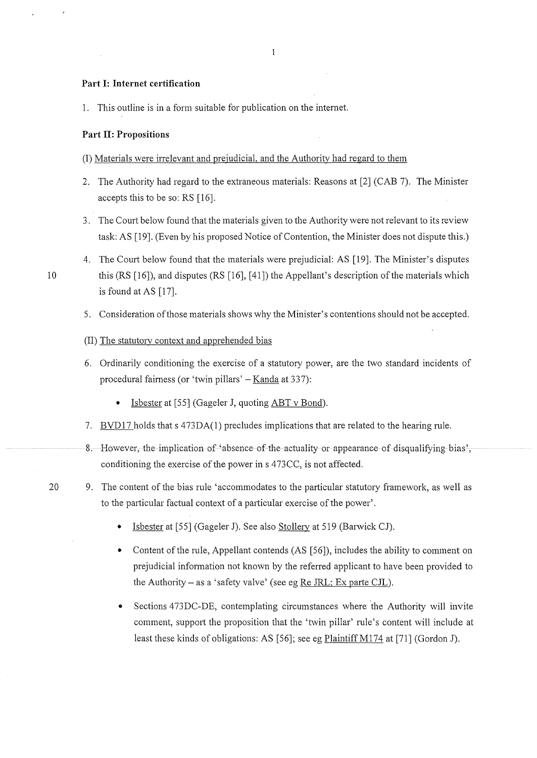**Part I: Internet certification**

1. This outline is in a form suitable for publication on the internet.

**Part II: Propositions**

(I) Materials were irrelevant and prejudicial, and the Authority had regard to them

2. The Authority had regard to the extraneous materials: Reasons at [2] (CAB 7). The Minister accepts this to be so: RS [16].

3. The Court below found that the materials given to the Authority were not relevant to its review task: AS [19]. (Even by his proposed Notice of Contention, the Minister does not dispute this.)

4. The Court below found that the materials were prejudicial: AS [19]. The Minister's disputes this (RS [16]), and disputes (RS [16], [41]) the Appellant's description of the materials which is found at AS [17].

5. Consideration of those materials shows why the Minister's contentions should not be accepted.

(II) The statutory context and apprehended bias

6. Ordinarily conditioning the exercise of a statutory power, are the two standard incidents of procedural fairness (or 'twin pillars' – Kanda at 337):
   - Isbester at [55] (Gageler J, quoting ABT v Bond).

7. BVD17 holds that s 473DA(1) precludes implications that are related to the hearing rule.

8. However, the implication of 'absence of the actuality or appearance of disqualifying bias', conditioning the exercise of the power in s 473CC, is not affected.

9. The content of the bias rule 'accommodates to the particular statutory framework, as well as to the particular factual context of a particular exercise of the power'.
   - Isbester at [55] (Gageler J). See also Stollery at 519 (Barwick CJ).
   - Content of the rule, Appellant contends (AS [56]), includes the ability to comment on prejudicial information not known by the referred applicant to have been provided to the Authority – as a 'safety valve' (see eg Re JRL; Ex parte CJL).
   - Sections 473DC-DE, contemplating circumstances where the Authority will invite comment, support the proposition that the 'twin pillar' rule's content will include at least these kinds of obligations: AS [56]; see eg Plaintiff M174 at [71] (Gordon J).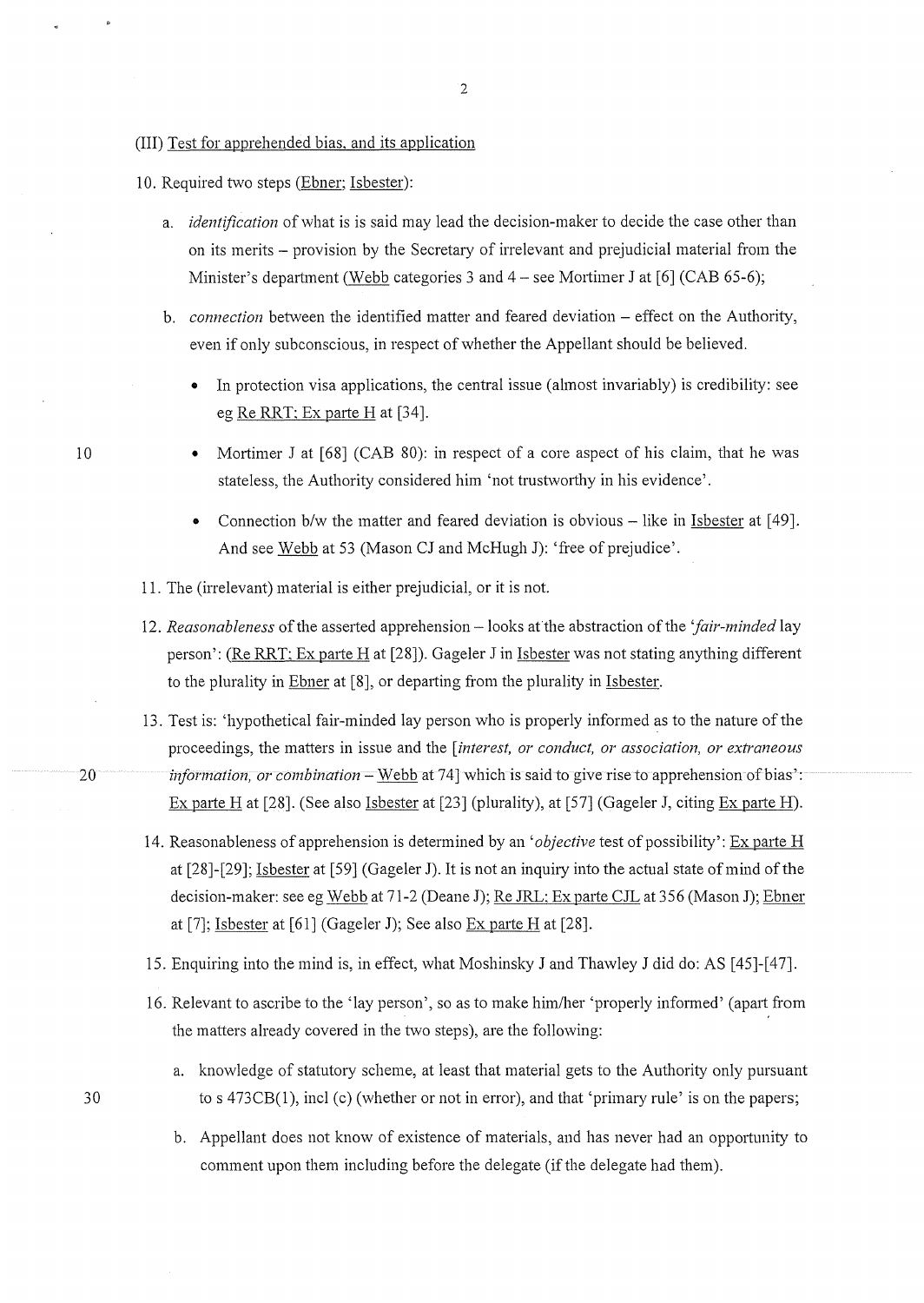(III) Test for apprehended bias, and its application

10. Required two steps (Ebner; Isbester):

    a. *identification* of what is is said may lead the decision-maker to decide the case other than on its merits – provision by the Secretary of irrelevant and prejudicial material from the Minister's department (Webb categories 3 and 4 – see Mortimer J at [6] (CAB 65-6);

    b. *connection* between the identified matter and feared deviation – effect on the Authority, even if only subconscious, in respect of whether the Appellant should be believed.

        - In protection visa applications, the central issue (almost invariably) is credibility: see eg Re RRT; Ex parte H at [34].
        - Mortimer J at [68] (CAB 80): in respect of a core aspect of his claim, that he was stateless, the Authority considered him 'not trustworthy in his evidence'.
        - Connection b/w the matter and feared deviation is obvious – like in Isbester at [49]. And see Webb at 53 (Mason CJ and McHugh J): 'free of prejudice'.

11. The (irrelevant) material is either prejudicial, or it is not.

12. *Reasonableness* of the asserted apprehension – looks at the abstraction of the '*fair-minded* lay person': (Re RRT; Ex parte H at [28]). Gageler J in Isbester was not stating anything different to the plurality in Ebner at [8], or departing from the plurality in Isbester.

13. Test is: 'hypothetical fair-minded lay person who is properly informed as to the nature of the proceedings, the matters in issue and the [*interest, or conduct, or association, or extraneous information, or combination* – Webb at 74] which is said to give rise to apprehension of bias': Ex parte H at [28]. (See also Isbester at [23] (plurality), at [57] (Gageler J, citing Ex parte H).

14. Reasonableness of apprehension is determined by an '*objective* test of possibility': Ex parte H at [28]-[29]; Isbester at [59] (Gageler J). It is not an inquiry into the actual state of mind of the decision-maker: see eg Webb at 71-2 (Deane J); Re JRL; Ex parte CJL at 356 (Mason J); Ebner at [7]; Isbester at [61] (Gageler J); See also Ex parte H at [28].

15. Enquiring into the mind is, in effect, what Moshinsky J and Thawley J did do: AS [45]-[47].

16. Relevant to ascribe to the 'lay person', so as to make him/her 'properly informed' (apart from the matters already covered in the two steps), are the following:

    a. knowledge of statutory scheme, at least that material gets to the Authority only pursuant to s 473CB(1), incl (c) (whether or not in error), and that 'primary rule' is on the papers;

    b. Appellant does not know of existence of materials, and has never had an opportunity to comment upon them including before the delegate (if the delegate had them).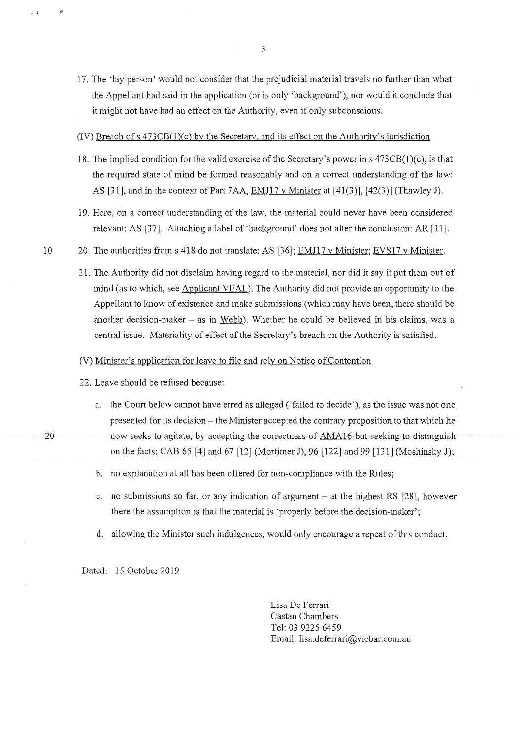17. The 'lay person' would not consider that the prejudicial material travels no further than what the Appellant had said in the application (or is only 'background'), nor would it conclude that it might not have had an effect on the Authority, even if only subconscious.

(IV) Breach of s 473CB(1)(c) by the Secretary, and its effect on the Authority's jurisdiction

18. The implied condition for the valid exercise of the Secretary's power in s 473CB(1)(c), is that the required state of mind be formed reasonably and on a correct understanding of the law: AS [31], and in the context of Part 7AA, EMJ17 v Minister at [41(3)], [42(3)] (Thawley J).

19. Here, on a correct understanding of the law, the material could never have been considered relevant: AS [37]. Attaching a label of 'background' does not alter the conclusion: AR [11].

20. The authorities from s 418 do not translate: AS [36]; EMJ17 v Minister; EVS17 v Minister.

21. The Authority did not disclaim having regard to the material, nor did it say it put them out of mind (as to which, see Applicant VEAL). The Authority did not provide an opportunity to the Appellant to know of existence and make submissions (which may have been, there should be another decision-maker – as in Webb). Whether he could be believed in his claims, was a central issue. Materiality of effect of the Secretary's breach on the Authority is satisfied.

(V) Minister's application for leave to file and rely on Notice of Contention

22. Leave should be refused because:

    a. the Court below cannot have erred as alleged ('failed to decide'), as the issue was not one presented for its decision – the Minister accepted the contrary proposition to that which he now seeks to agitate, by accepting the correctness of AMA16 but seeking to distinguish on the facts: CAB 65 [4] and 67 [12] (Mortimer J), 96 [122] and 99 [131] (Moshinsky J);

    b. no explanation at all has been offered for non-compliance with the Rules;

    c. no submissions so far, or any indication of argument – at the highest RS [28], however there the assumption is that the material is 'properly before the decision-maker';

    d. allowing the Minister such indulgences, would only encourage a repeat of this conduct.

Dated: 15 October 2019

Lisa De Ferrari
Castan Chambers
Tel: 03 9225 6459
Email: lisa.deferrari@vicbar.com.au